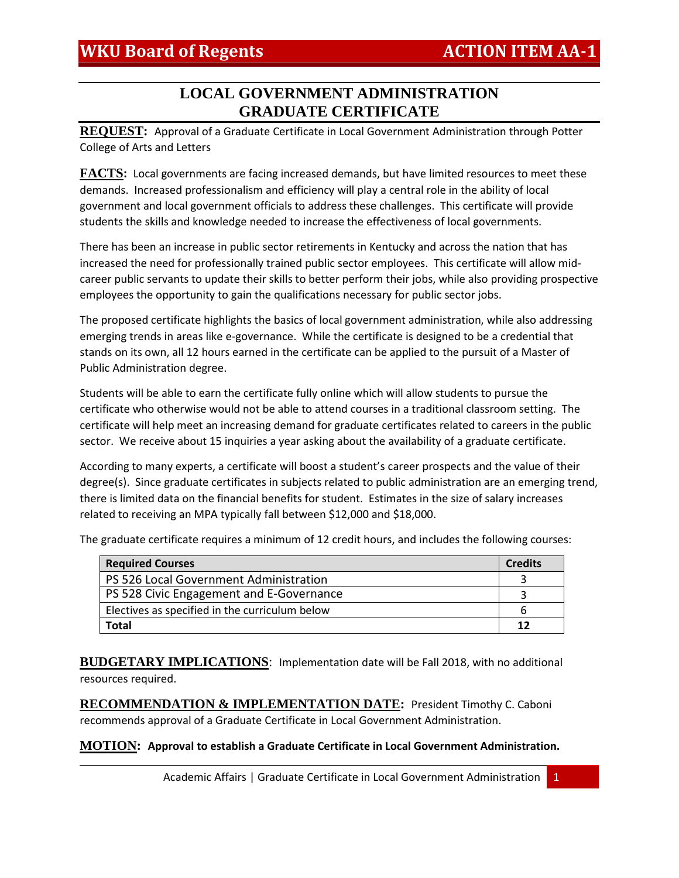**WKU Board of Regents** **ACTION ITEM AA-1**

# LOCAL GOVERNMENT ADMINISTRATION GRADUATE CERTIFICATE

**REQUEST:** Approval of a Graduate Certificate in Local Government Administration through Potter College of Arts and Letters

**FACTS:** Local governments are facing increased demands, but have limited resources to meet these demands. Increased professionalism and efficiency will play a central role in the ability of local government and local government officials to address these challenges. This certificate will provide students the skills and knowledge needed to increase the effectiveness of local governments.

There has been an increase in public sector retirements in Kentucky and across the nation that has increased the need for professionally trained public sector employees. This certificate will allow mid-career public servants to update their skills to better perform their jobs, while also providing prospective employees the opportunity to gain the qualifications necessary for public sector jobs.

The proposed certificate highlights the basics of local government administration, while also addressing emerging trends in areas like e-governance. While the certificate is designed to be a credential that stands on its own, all 12 hours earned in the certificate can be applied to the pursuit of a Master of Public Administration degree.

Students will be able to earn the certificate fully online which will allow students to pursue the certificate who otherwise would not be able to attend courses in a traditional classroom setting. The certificate will help meet an increasing demand for graduate certificates related to careers in the public sector. We receive about 15 inquiries a year asking about the availability of a graduate certificate.

According to many experts, a certificate will boost a student's career prospects and the value of their degree(s). Since graduate certificates in subjects related to public administration are an emerging trend, there is limited data on the financial benefits for student. Estimates in the size of salary increases related to receiving an MPA typically fall between $12,000 and $18,000.

The graduate certificate requires a minimum of 12 credit hours, and includes the following courses:

| Required Courses | Credits |
|---|---|
| PS 526 Local Government Administration | 3 |
| PS 528 Civic Engagement and E-Governance | 3 |
| Electives as specified in the curriculum below | 6 |
| **Total** | **12** |

**BUDGETARY IMPLICATIONS**: Implementation date will be Fall 2018, with no additional resources required.

**RECOMMENDATION & IMPLEMENTATION DATE:** President Timothy C. Caboni recommends approval of a Graduate Certificate in Local Government Administration.

**MOTION:** **Approval to establish a Graduate Certificate in Local Government Administration.**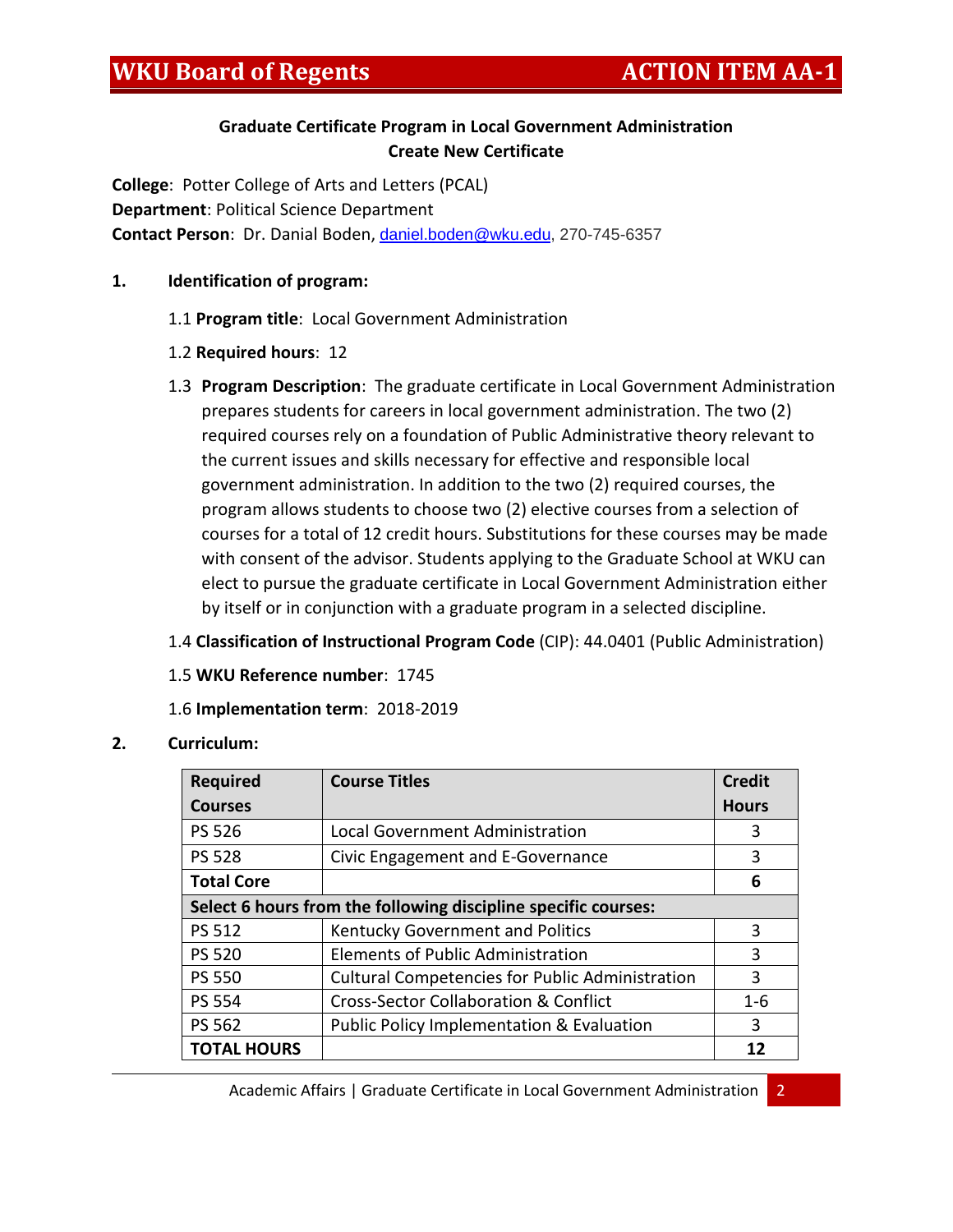# WKU Board of Regents — ACTION ITEM AA-1

**Graduate Certificate Program in Local Government Administration**
**Create New Certificate**

**College**: Potter College of Arts and Letters (PCAL)
**Department**: Political Science Department
**Contact Person**: Dr. Danial Boden, daniel.boden@wku.edu, 270-745-6357

1. **Identification of program:**

   1.1 **Program title**: Local Government Administration

   1.2 **Required hours**: 12

   1.3 **Program Description**: The graduate certificate in Local Government Administration prepares students for careers in local government administration. The two (2) required courses rely on a foundation of Public Administrative theory relevant to the current issues and skills necessary for effective and responsible local government administration. In addition to the two (2) required courses, the program allows students to choose two (2) elective courses from a selection of courses for a total of 12 credit hours. Substitutions for these courses may be made with consent of the advisor. Students applying to the Graduate School at WKU can elect to pursue the graduate certificate in Local Government Administration either by itself or in conjunction with a graduate program in a selected discipline.

   1.4 **Classification of Instructional Program Code** (CIP): 44.0401 (Public Administration)

   1.5 **WKU Reference number**: 1745

   1.6 **Implementation term**: 2018-2019

2. **Curriculum:**

| Required Courses | Course Titles | Credit Hours |
|---|---|---|
| PS 526 | Local Government Administration | 3 |
| PS 528 | Civic Engagement and E-Governance | 3 |
| **Total Core** | | **6** |
| **Select 6 hours from the following discipline specific courses:** | | |
| PS 512 | Kentucky Government and Politics | 3 |
| PS 520 | Elements of Public Administration | 3 |
| PS 550 | Cultural Competencies for Public Administration | 3 |
| PS 554 | Cross-Sector Collaboration & Conflict | 1-6 |
| PS 562 | Public Policy Implementation & Evaluation | 3 |
| **TOTAL HOURS** | | **12** |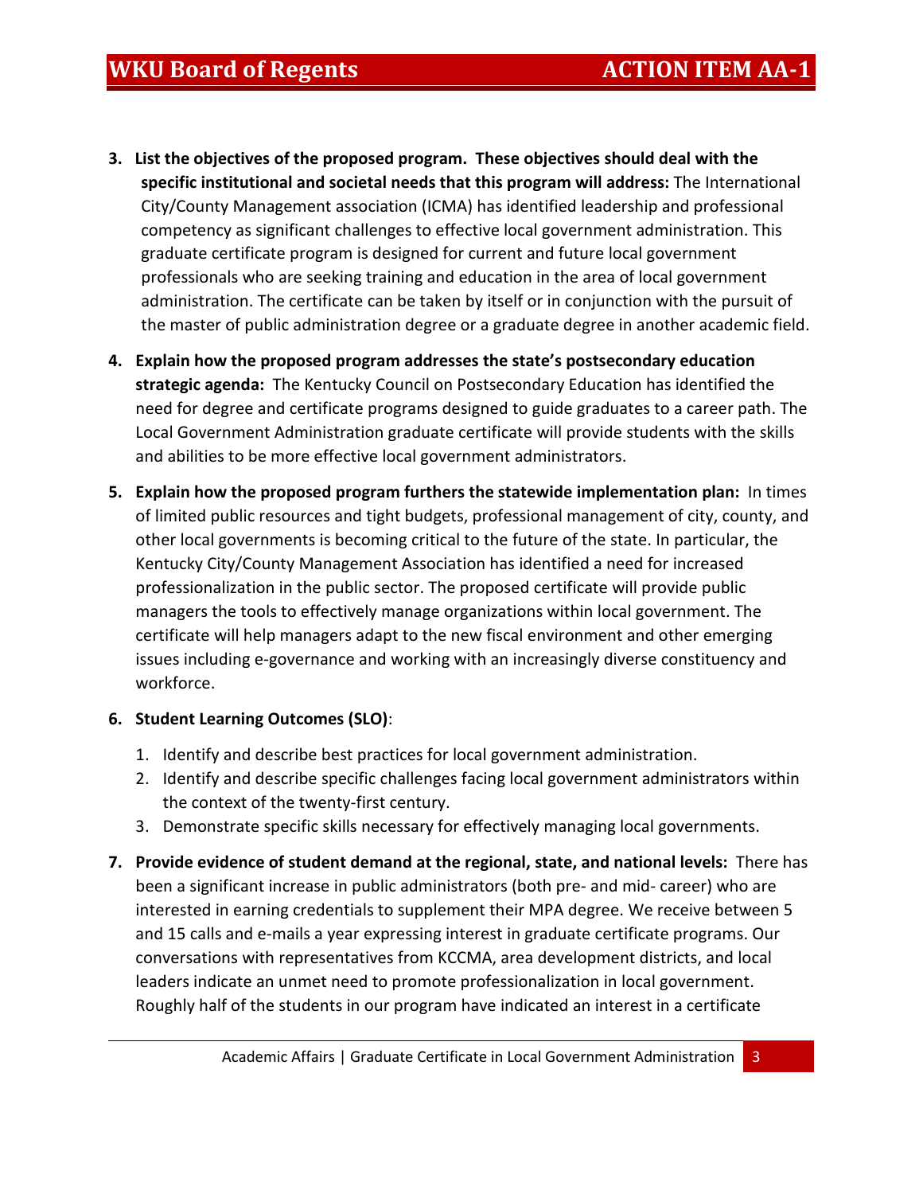3. **List the objectives of the proposed program. These objectives should deal with the specific institutional and societal needs that this program will address:** The International City/County Management association (ICMA) has identified leadership and professional competency as significant challenges to effective local government administration. This graduate certificate program is designed for current and future local government professionals who are seeking training and education in the area of local government administration. The certificate can be taken by itself or in conjunction with the pursuit of the master of public administration degree or a graduate degree in another academic field.

4. **Explain how the proposed program addresses the state's postsecondary education strategic agenda:** The Kentucky Council on Postsecondary Education has identified the need for degree and certificate programs designed to guide graduates to a career path. The Local Government Administration graduate certificate will provide students with the skills and abilities to be more effective local government administrators.

5. **Explain how the proposed program furthers the statewide implementation plan:** In times of limited public resources and tight budgets, professional management of city, county, and other local governments is becoming critical to the future of the state. In particular, the Kentucky City/County Management Association has identified a need for increased professionalization in the public sector. The proposed certificate will provide public managers the tools to effectively manage organizations within local government. The certificate will help managers adapt to the new fiscal environment and other emerging issues including e-governance and working with an increasingly diverse constituency and workforce.

6. **Student Learning Outcomes (SLO)**:

   1. Identify and describe best practices for local government administration.
   2. Identify and describe specific challenges facing local government administrators within the context of the twenty-first century.
   3. Demonstrate specific skills necessary for effectively managing local governments.

7. **Provide evidence of student demand at the regional, state, and national levels:** There has been a significant increase in public administrators (both pre- and mid- career) who are interested in earning credentials to supplement their MPA degree. We receive between 5 and 15 calls and e-mails a year expressing interest in graduate certificate programs. Our conversations with representatives from KCCMA, area development districts, and local leaders indicate an unmet need to promote professionalization in local government. Roughly half of the students in our program have indicated an interest in a certificate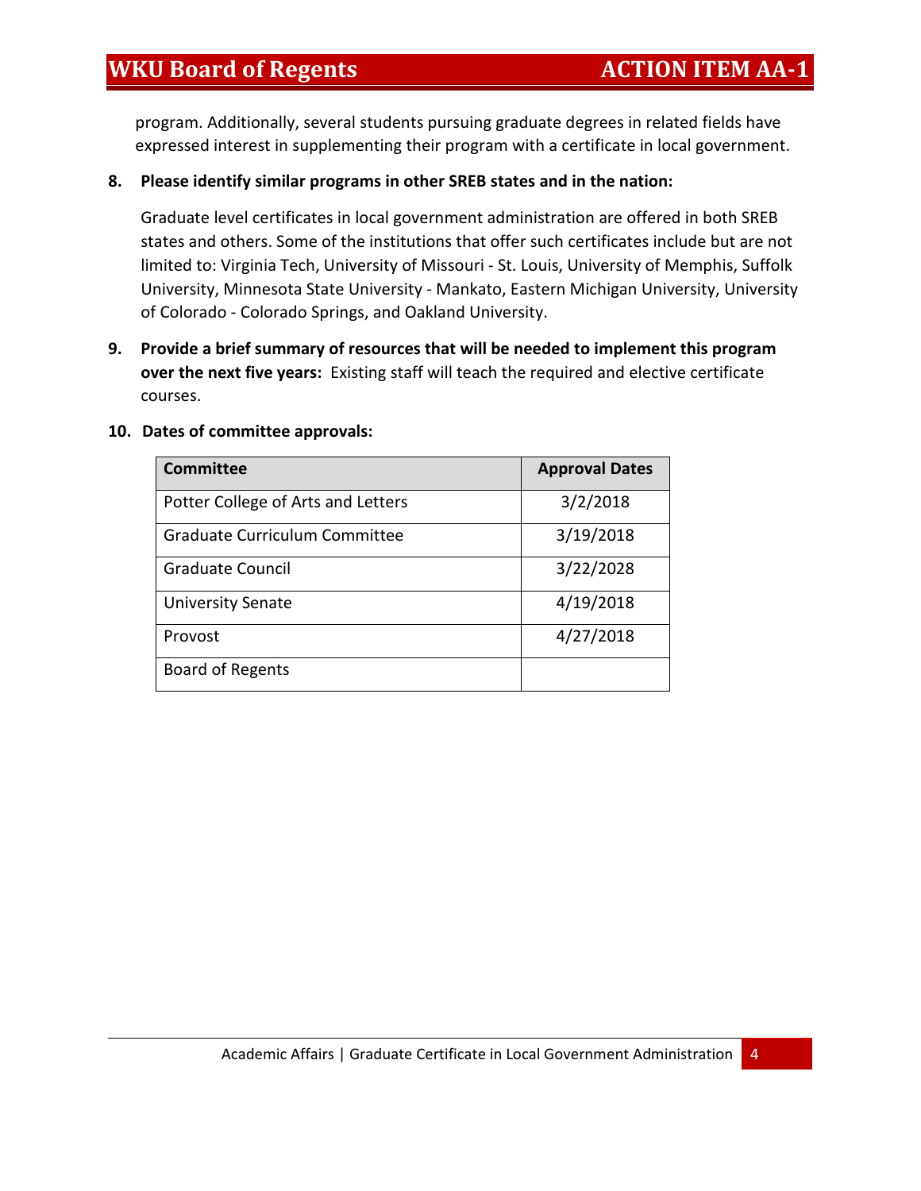program. Additionally, several students pursuing graduate degrees in related fields have expressed interest in supplementing their program with a certificate in local government.

**8. Please identify similar programs in other SREB states and in the nation:**

Graduate level certificates in local government administration are offered in both SREB states and others. Some of the institutions that offer such certificates include but are not limited to: Virginia Tech, University of Missouri - St. Louis, University of Memphis, Suffolk University, Minnesota State University - Mankato, Eastern Michigan University, University of Colorado - Colorado Springs, and Oakland University.

**9. Provide a brief summary of resources that will be needed to implement this program over the next five years:** Existing staff will teach the required and elective certificate courses.

**10. Dates of committee approvals:**

| Committee | Approval Dates |
| --- | --- |
| Potter College of Arts and Letters | 3/2/2018 |
| Graduate Curriculum Committee | 3/19/2018 |
| Graduate Council | 3/22/2028 |
| University Senate | 4/19/2018 |
| Provost | 4/27/2018 |
| Board of Regents | |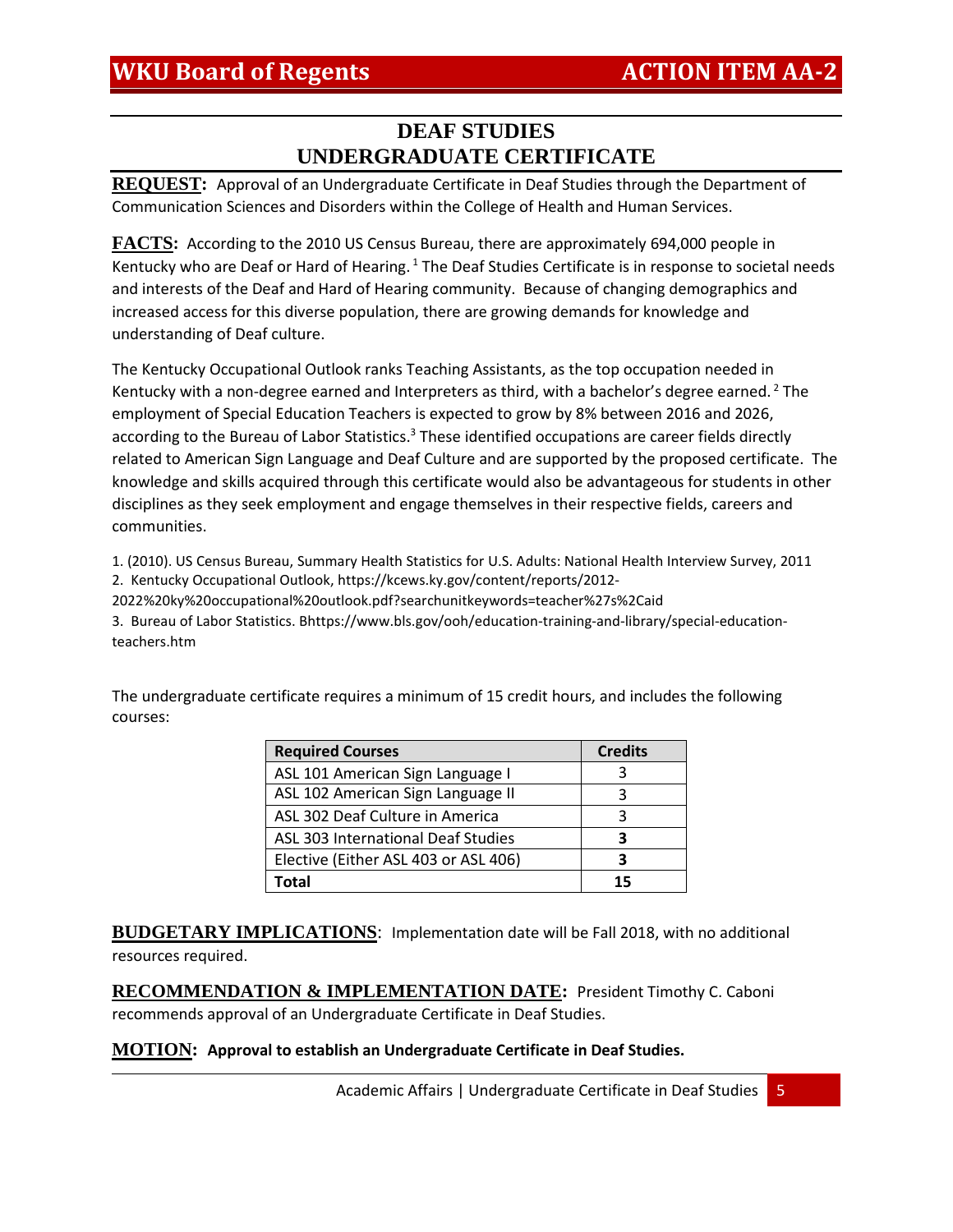# DEAF STUDIES
# UNDERGRADUATE CERTIFICATE

**REQUEST:** Approval of an Undergraduate Certificate in Deaf Studies through the Department of Communication Sciences and Disorders within the College of Health and Human Services.

**FACTS:** According to the 2010 US Census Bureau, there are approximately 694,000 people in Kentucky who are Deaf or Hard of Hearing.[1] The Deaf Studies Certificate is in response to societal needs and interests of the Deaf and Hard of Hearing community. Because of changing demographics and increased access for this diverse population, there are growing demands for knowledge and understanding of Deaf culture.

The Kentucky Occupational Outlook ranks Teaching Assistants, as the top occupation needed in Kentucky with a non-degree earned and Interpreters as third, with a bachelor's degree earned.[2] The employment of Special Education Teachers is expected to grow by 8% between 2016 and 2026, according to the Bureau of Labor Statistics.[3] These identified occupations are career fields directly related to American Sign Language and Deaf Culture and are supported by the proposed certificate. The knowledge and skills acquired through this certificate would also be advantageous for students in other disciplines as they seek employment and engage themselves in their respective fields, careers and communities.

1. (2010). US Census Bureau, Summary Health Statistics for U.S. Adults: National Health Interview Survey, 2011
2. Kentucky Occupational Outlook, https://kcews.ky.gov/content/reports/2012-2022%20ky%20occupational%20outlook.pdf?searchunitkeywords=teacher%27s%2Caid
3. Bureau of Labor Statistics. Bhttps://www.bls.gov/ooh/education-training-and-library/special-education-teachers.htm

The undergraduate certificate requires a minimum of 15 credit hours, and includes the following courses:

| Required Courses | Credits |
|---|---|
| ASL 101 American Sign Language I | 3 |
| ASL 102 American Sign Language II | 3 |
| ASL 302 Deaf Culture in America | 3 |
| ASL 303 International Deaf Studies | **3** |
| Elective (Either ASL 403 or ASL 406) | **3** |
| **Total** | **15** |

**BUDGETARY IMPLICATIONS**: Implementation date will be Fall 2018, with no additional resources required.

**RECOMMENDATION & IMPLEMENTATION DATE:** President Timothy C. Caboni recommends approval of an Undergraduate Certificate in Deaf Studies.

**MOTION: Approval to establish an Undergraduate Certificate in Deaf Studies.**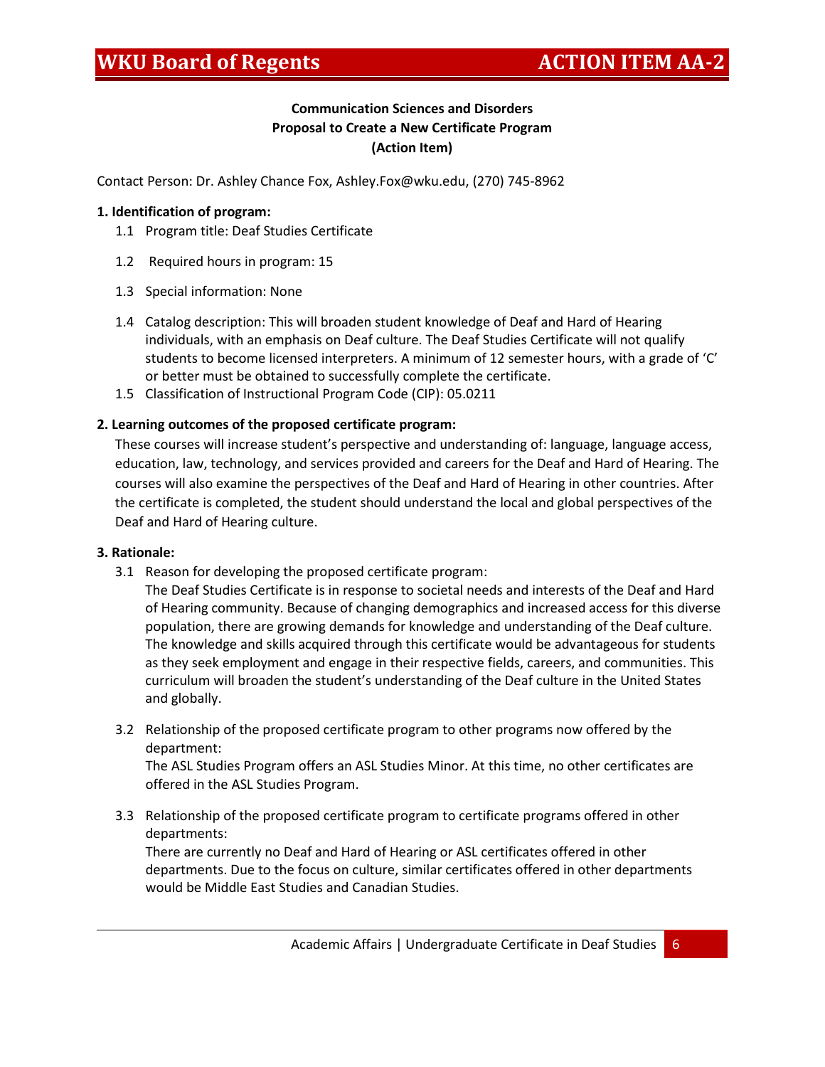**Communication Sciences and Disorders**
**Proposal to Create a New Certificate Program**
**(Action Item)**

Contact Person: Dr. Ashley Chance Fox, Ashley.Fox@wku.edu, (270) 745-8962

**1. Identification of program:**

1.1 Program title: Deaf Studies Certificate

1.2 Required hours in program: 15

1.3 Special information: None

1.4 Catalog description: This will broaden student knowledge of Deaf and Hard of Hearing individuals, with an emphasis on Deaf culture. The Deaf Studies Certificate will not qualify students to become licensed interpreters. A minimum of 12 semester hours, with a grade of 'C' or better must be obtained to successfully complete the certificate.

1.5 Classification of Instructional Program Code (CIP): 05.0211

**2. Learning outcomes of the proposed certificate program:**

These courses will increase student's perspective and understanding of: language, language access, education, law, technology, and services provided and careers for the Deaf and Hard of Hearing. The courses will also examine the perspectives of the Deaf and Hard of Hearing in other countries. After the certificate is completed, the student should understand the local and global perspectives of the Deaf and Hard of Hearing culture.

**3. Rationale:**

3.1 Reason for developing the proposed certificate program:
The Deaf Studies Certificate is in response to societal needs and interests of the Deaf and Hard of Hearing community. Because of changing demographics and increased access for this diverse population, there are growing demands for knowledge and understanding of the Deaf culture. The knowledge and skills acquired through this certificate would be advantageous for students as they seek employment and engage in their respective fields, careers, and communities. This curriculum will broaden the student's understanding of the Deaf culture in the United States and globally.

3.2 Relationship of the proposed certificate program to other programs now offered by the department:
The ASL Studies Program offers an ASL Studies Minor. At this time, no other certificates are offered in the ASL Studies Program.

3.3 Relationship of the proposed certificate program to certificate programs offered in other departments:
There are currently no Deaf and Hard of Hearing or ASL certificates offered in other departments. Due to the focus on culture, similar certificates offered in other departments would be Middle East Studies and Canadian Studies.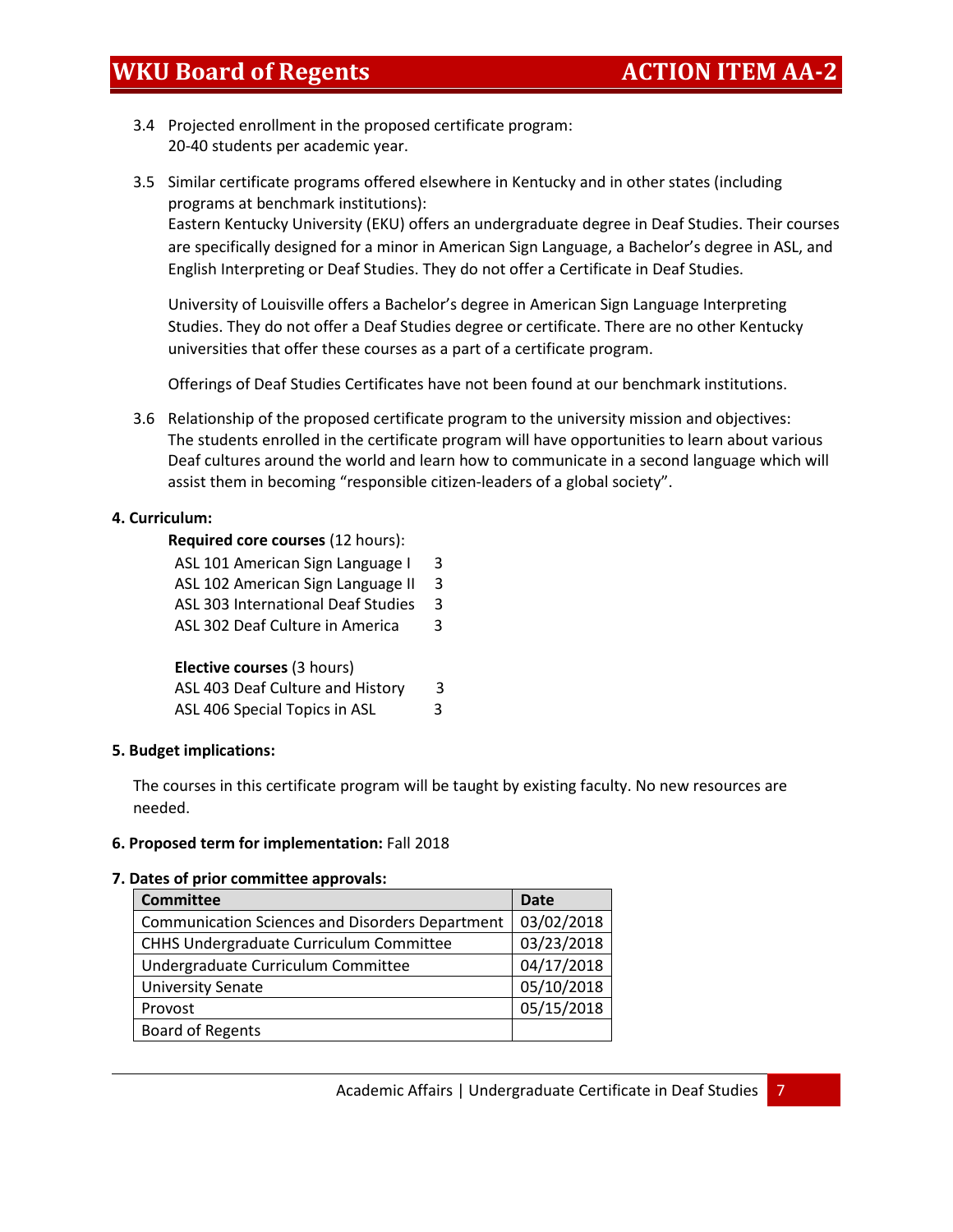3.4 Projected enrollment in the proposed certificate program:
20-40 students per academic year.

3.5 Similar certificate programs offered elsewhere in Kentucky and in other states (including programs at benchmark institutions):
Eastern Kentucky University (EKU) offers an undergraduate degree in Deaf Studies. Their courses are specifically designed for a minor in American Sign Language, a Bachelor's degree in ASL, and English Interpreting or Deaf Studies. They do not offer a Certificate in Deaf Studies.

University of Louisville offers a Bachelor's degree in American Sign Language Interpreting Studies. They do not offer a Deaf Studies degree or certificate. There are no other Kentucky universities that offer these courses as a part of a certificate program.

Offerings of Deaf Studies Certificates have not been found at our benchmark institutions.

3.6 Relationship of the proposed certificate program to the university mission and objectives:
The students enrolled in the certificate program will have opportunities to learn about various Deaf cultures around the world and learn how to communicate in a second language which will assist them in becoming "responsible citizen-leaders of a global society".

**4. Curriculum:**

**Required core courses** (12 hours):

| Course | Hours |
|---|---|
| ASL 101 American Sign Language I | 3 |
| ASL 102 American Sign Language II | 3 |
| ASL 303 International Deaf Studies | 3 |
| ASL 302 Deaf Culture in America | 3 |

**Elective courses** (3 hours)

| Course | Hours |
|---|---|
| ASL 403 Deaf Culture and History | 3 |
| ASL 406 Special Topics in ASL | 3 |

**5. Budget implications:**

The courses in this certificate program will be taught by existing faculty. No new resources are needed.

**6. Proposed term for implementation:** Fall 2018

**7. Dates of prior committee approvals:**

| Committee | Date |
|---|---|
| Communication Sciences and Disorders Department | 03/02/2018 |
| CHHS Undergraduate Curriculum Committee | 03/23/2018 |
| Undergraduate Curriculum Committee | 04/17/2018 |
| University Senate | 05/10/2018 |
| Provost | 05/15/2018 |
| Board of Regents | |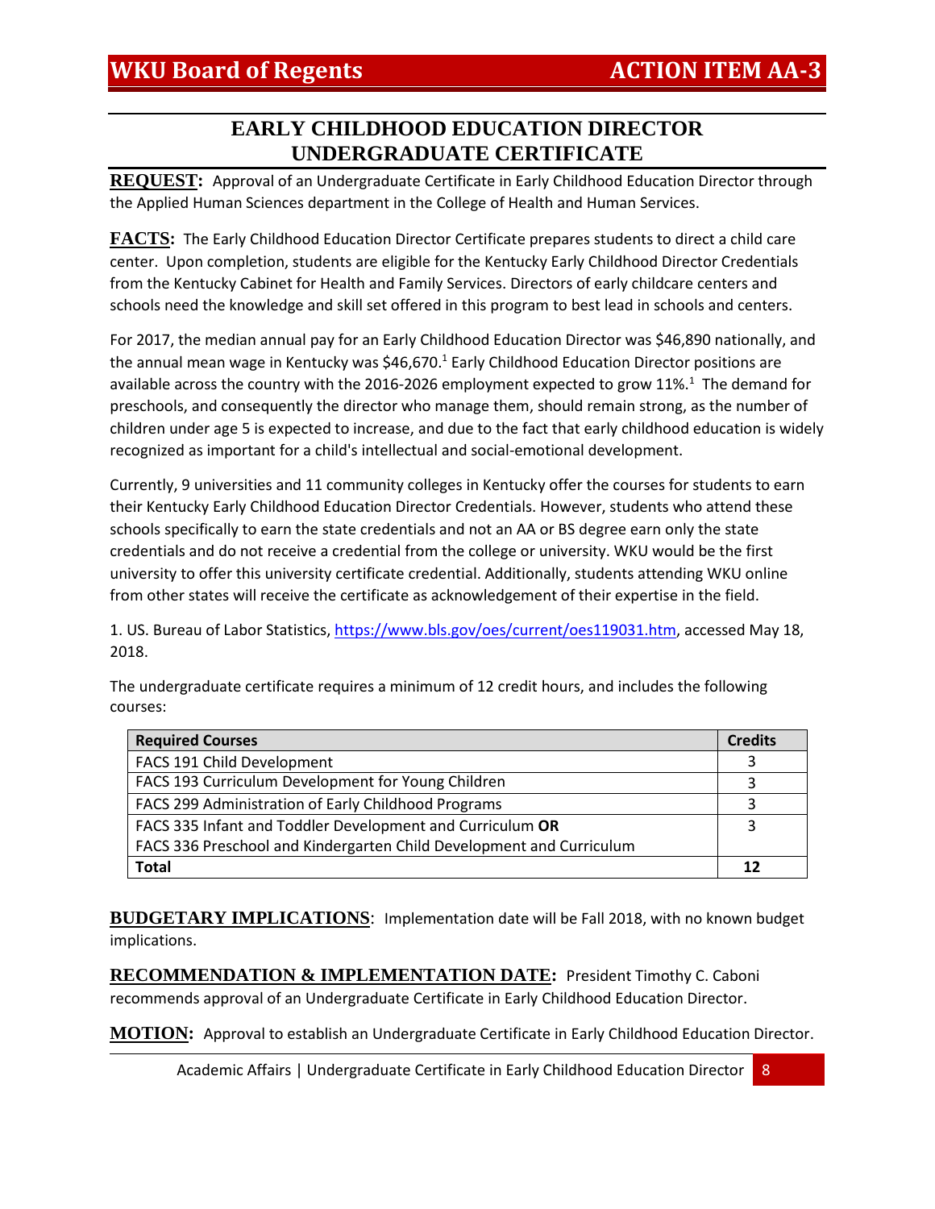# EARLY CHILDHOOD EDUCATION DIRECTOR UNDERGRADUATE CERTIFICATE

**REQUEST:** Approval of an Undergraduate Certificate in Early Childhood Education Director through the Applied Human Sciences department in the College of Health and Human Services.

**FACTS:** The Early Childhood Education Director Certificate prepares students to direct a child care center. Upon completion, students are eligible for the Kentucky Early Childhood Director Credentials from the Kentucky Cabinet for Health and Family Services. Directors of early childcare centers and schools need the knowledge and skill set offered in this program to best lead in schools and centers.

For 2017, the median annual pay for an Early Childhood Education Director was $46,890 nationally, and the annual mean wage in Kentucky was $46,670.[1] Early Childhood Education Director positions are available across the country with the 2016-2026 employment expected to grow 11%.[1] The demand for preschools, and consequently the director who manage them, should remain strong, as the number of children under age 5 is expected to increase, and due to the fact that early childhood education is widely recognized as important for a child's intellectual and social-emotional development.

Currently, 9 universities and 11 community colleges in Kentucky offer the courses for students to earn their Kentucky Early Childhood Education Director Credentials. However, students who attend these schools specifically to earn the state credentials and not an AA or BS degree earn only the state credentials and do not receive a credential from the college or university. WKU would be the first university to offer this university certificate credential. Additionally, students attending WKU online from other states will receive the certificate as acknowledgement of their expertise in the field.

1. US. Bureau of Labor Statistics, https://www.bls.gov/oes/current/oes119031.htm, accessed May 18, 2018.

The undergraduate certificate requires a minimum of 12 credit hours, and includes the following courses:

| Required Courses | Credits |
|---|---|
| FACS 191 Child Development | 3 |
| FACS 193 Curriculum Development for Young Children | 3 |
| FACS 299 Administration of Early Childhood Programs | 3 |
| FACS 335 Infant and Toddler Development and Curriculum **OR** FACS 336 Preschool and Kindergarten Child Development and Curriculum | 3 |
| **Total** | **12** |

**BUDGETARY IMPLICATIONS**: Implementation date will be Fall 2018, with no known budget implications.

**RECOMMENDATION & IMPLEMENTATION DATE:** President Timothy C. Caboni recommends approval of an Undergraduate Certificate in Early Childhood Education Director.

**MOTION:** Approval to establish an Undergraduate Certificate in Early Childhood Education Director.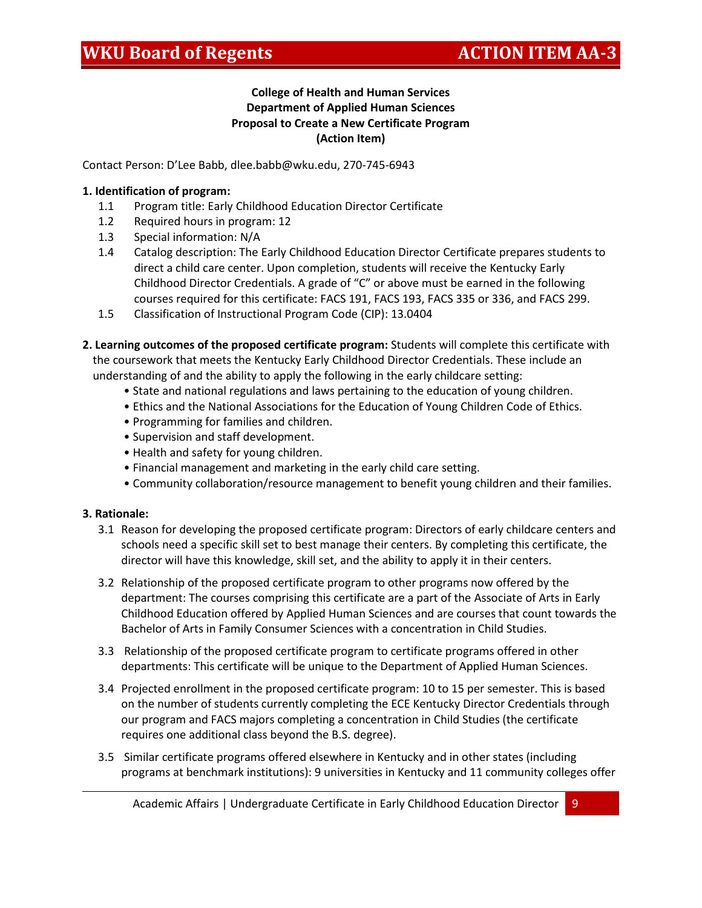**College of Health and Human Services**
**Department of Applied Human Sciences**
**Proposal to Create a New Certificate Program**
**(Action Item)**

Contact Person: D'Lee Babb, dlee.babb@wku.edu, 270-745-6943

**1. Identification of program:**

1.1 Program title: Early Childhood Education Director Certificate
1.2 Required hours in program: 12
1.3 Special information: N/A
1.4 Catalog description: The Early Childhood Education Director Certificate prepares students to direct a child care center. Upon completion, students will receive the Kentucky Early Childhood Director Credentials. A grade of "C" or above must be earned in the following courses required for this certificate: FACS 191, FACS 193, FACS 335 or 336, and FACS 299.
1.5 Classification of Instructional Program Code (CIP): 13.0404

**2. Learning outcomes of the proposed certificate program:** Students will complete this certificate with the coursework that meets the Kentucky Early Childhood Director Credentials. These include an understanding of and the ability to apply the following in the early childcare setting:

- State and national regulations and laws pertaining to the education of young children.
- Ethics and the National Associations for the Education of Young Children Code of Ethics.
- Programming for families and children.
- Supervision and staff development.
- Health and safety for young children.
- Financial management and marketing in the early child care setting.
- Community collaboration/resource management to benefit young children and their families.

**3. Rationale:**

3.1 Reason for developing the proposed certificate program: Directors of early childcare centers and schools need a specific skill set to best manage their centers. By completing this certificate, the director will have this knowledge, skill set, and the ability to apply it in their centers.

3.2 Relationship of the proposed certificate program to other programs now offered by the department: The courses comprising this certificate are a part of the Associate of Arts in Early Childhood Education offered by Applied Human Sciences and are courses that count towards the Bachelor of Arts in Family Consumer Sciences with a concentration in Child Studies.

3.3 Relationship of the proposed certificate program to certificate programs offered in other departments: This certificate will be unique to the Department of Applied Human Sciences.

3.4 Projected enrollment in the proposed certificate program: 10 to 15 per semester. This is based on the number of students currently completing the ECE Kentucky Director Credentials through our program and FACS majors completing a concentration in Child Studies (the certificate requires one additional class beyond the B.S. degree).

3.5 Similar certificate programs offered elsewhere in Kentucky and in other states (including programs at benchmark institutions): 9 universities in Kentucky and 11 community colleges offer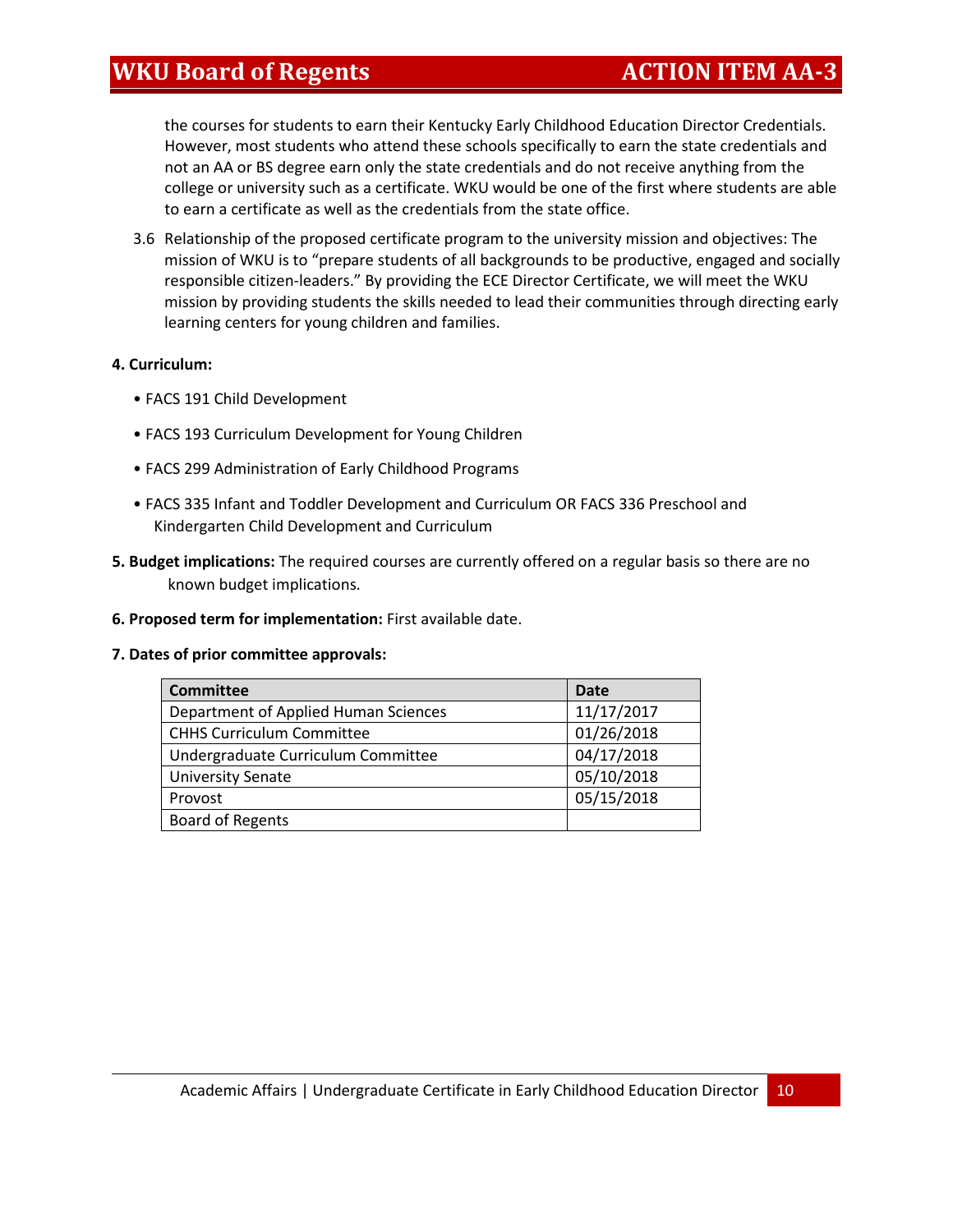the courses for students to earn their Kentucky Early Childhood Education Director Credentials. However, most students who attend these schools specifically to earn the state credentials and not an AA or BS degree earn only the state credentials and do not receive anything from the college or university such as a certificate. WKU would be one of the first where students are able to earn a certificate as well as the credentials from the state office.

3.6 Relationship of the proposed certificate program to the university mission and objectives: The mission of WKU is to "prepare students of all backgrounds to be productive, engaged and socially responsible citizen-leaders." By providing the ECE Director Certificate, we will meet the WKU mission by providing students the skills needed to lead their communities through directing early learning centers for young children and families.

**4. Curriculum:**

- FACS 191 Child Development
- FACS 193 Curriculum Development for Young Children
- FACS 299 Administration of Early Childhood Programs
- FACS 335 Infant and Toddler Development and Curriculum OR FACS 336 Preschool and Kindergarten Child Development and Curriculum

**5. Budget implications:** The required courses are currently offered on a regular basis so there are no known budget implications.

**6. Proposed term for implementation:** First available date.

**7. Dates of prior committee approvals:**

| Committee | Date |
|---|---|
| Department of Applied Human Sciences | 11/17/2017 |
| CHHS Curriculum Committee | 01/26/2018 |
| Undergraduate Curriculum Committee | 04/17/2018 |
| University Senate | 05/10/2018 |
| Provost | 05/15/2018 |
| Board of Regents | |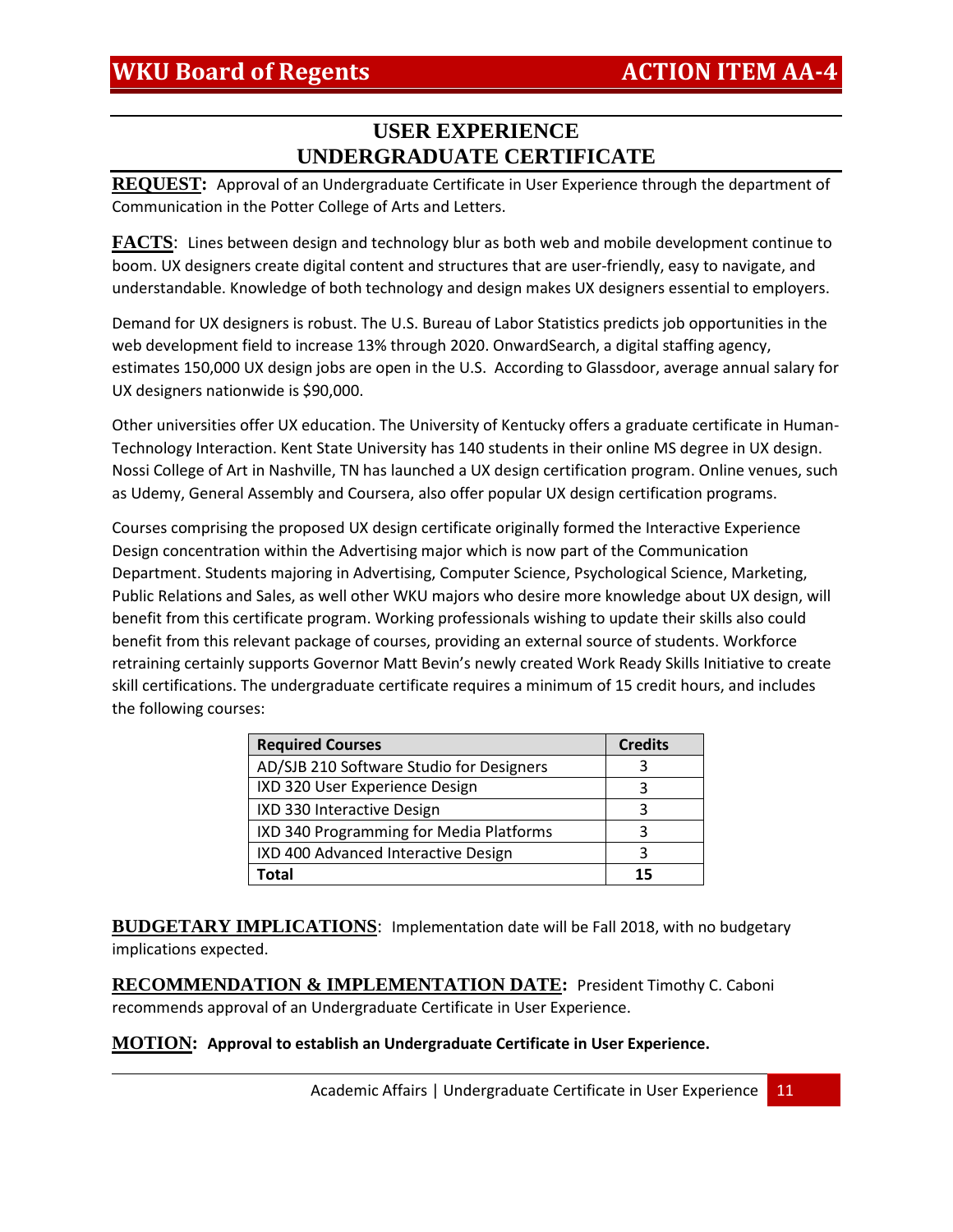# WKU Board of Regents — ACTION ITEM AA-4

## USER EXPERIENCE UNDERGRADUATE CERTIFICATE

**REQUEST:** Approval of an Undergraduate Certificate in User Experience through the department of Communication in the Potter College of Arts and Letters.

**FACTS**: Lines between design and technology blur as both web and mobile development continue to boom. UX designers create digital content and structures that are user-friendly, easy to navigate, and understandable. Knowledge of both technology and design makes UX designers essential to employers.

Demand for UX designers is robust. The U.S. Bureau of Labor Statistics predicts job opportunities in the web development field to increase 13% through 2020. OnwardSearch, a digital staffing agency, estimates 150,000 UX design jobs are open in the U.S. According to Glassdoor, average annual salary for UX designers nationwide is $90,000.

Other universities offer UX education. The University of Kentucky offers a graduate certificate in Human-Technology Interaction. Kent State University has 140 students in their online MS degree in UX design. Nossi College of Art in Nashville, TN has launched a UX design certification program. Online venues, such as Udemy, General Assembly and Coursera, also offer popular UX design certification programs.

Courses comprising the proposed UX design certificate originally formed the Interactive Experience Design concentration within the Advertising major which is now part of the Communication Department. Students majoring in Advertising, Computer Science, Psychological Science, Marketing, Public Relations and Sales, as well other WKU majors who desire more knowledge about UX design, will benefit from this certificate program. Working professionals wishing to update their skills also could benefit from this relevant package of courses, providing an external source of students. Workforce retraining certainly supports Governor Matt Bevin's newly created Work Ready Skills Initiative to create skill certifications. The undergraduate certificate requires a minimum of 15 credit hours, and includes the following courses:

| Required Courses | Credits |
|---|---|
| AD/SJB 210 Software Studio for Designers | 3 |
| IXD 320 User Experience Design | 3 |
| IXD 330 Interactive Design | 3 |
| IXD 340 Programming for Media Platforms | 3 |
| IXD 400 Advanced Interactive Design | 3 |
| **Total** | **15** |

**BUDGETARY IMPLICATIONS**: Implementation date will be Fall 2018, with no budgetary implications expected.

**RECOMMENDATION & IMPLEMENTATION DATE:** President Timothy C. Caboni recommends approval of an Undergraduate Certificate in User Experience.

**MOTION: Approval to establish an Undergraduate Certificate in User Experience.**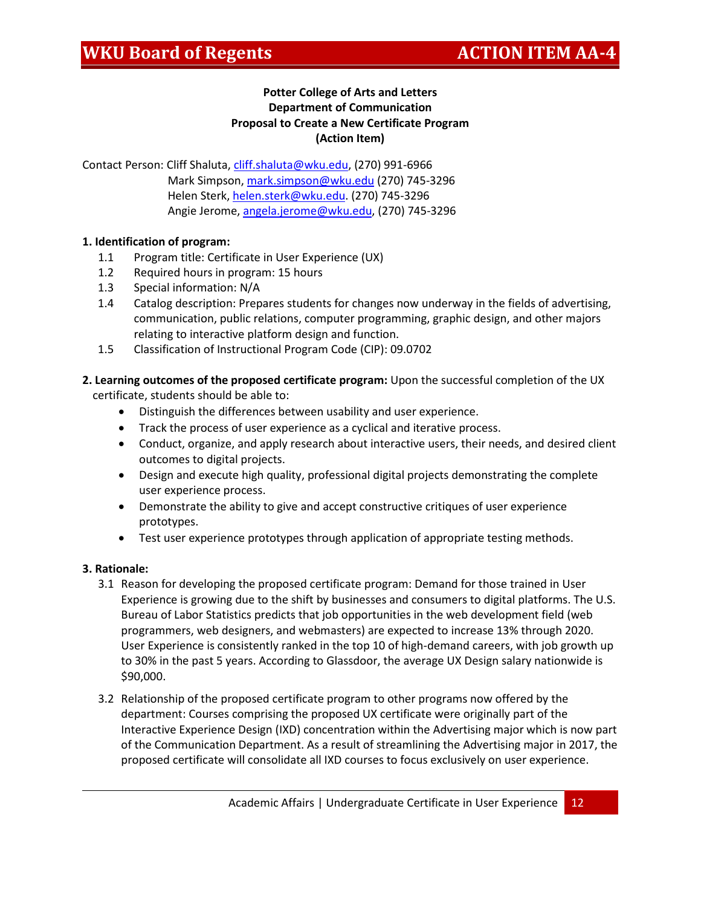**Potter College of Arts and Letters**
**Department of Communication**
**Proposal to Create a New Certificate Program**
**(Action Item)**

Contact Person: Cliff Shaluta, cliff.shaluta@wku.edu, (270) 991-6966
Mark Simpson, mark.simpson@wku.edu (270) 745-3296
Helen Sterk, helen.sterk@wku.edu. (270) 745-3296
Angie Jerome, angela.jerome@wku.edu, (270) 745-3296

**1. Identification of program:**

1.1 Program title: Certificate in User Experience (UX)
1.2 Required hours in program: 15 hours
1.3 Special information: N/A
1.4 Catalog description: Prepares students for changes now underway in the fields of advertising, communication, public relations, computer programming, graphic design, and other majors relating to interactive platform design and function.
1.5 Classification of Instructional Program Code (CIP): 09.0702

**2. Learning outcomes of the proposed certificate program:** Upon the successful completion of the UX certificate, students should be able to:

- Distinguish the differences between usability and user experience.
- Track the process of user experience as a cyclical and iterative process.
- Conduct, organize, and apply research about interactive users, their needs, and desired client outcomes to digital projects.
- Design and execute high quality, professional digital projects demonstrating the complete user experience process.
- Demonstrate the ability to give and accept constructive critiques of user experience prototypes.
- Test user experience prototypes through application of appropriate testing methods.

**3. Rationale:**

3.1 Reason for developing the proposed certificate program: Demand for those trained in User Experience is growing due to the shift by businesses and consumers to digital platforms. The U.S. Bureau of Labor Statistics predicts that job opportunities in the web development field (web programmers, web designers, and webmasters) are expected to increase 13% through 2020. User Experience is consistently ranked in the top 10 of high-demand careers, with job growth up to 30% in the past 5 years. According to Glassdoor, the average UX Design salary nationwide is $90,000.

3.2 Relationship of the proposed certificate program to other programs now offered by the department: Courses comprising the proposed UX certificate were originally part of the Interactive Experience Design (IXD) concentration within the Advertising major which is now part of the Communication Department. As a result of streamlining the Advertising major in 2017, the proposed certificate will consolidate all IXD courses to focus exclusively on user experience.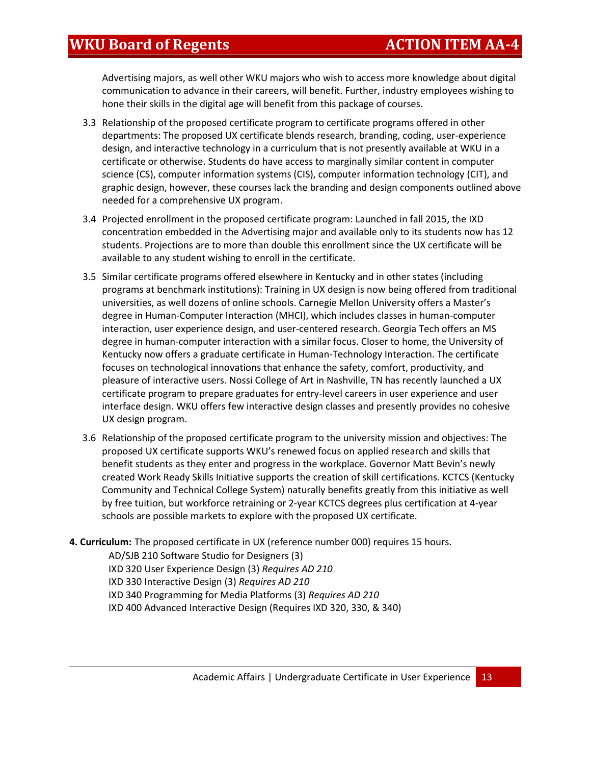Advertising majors, as well other WKU majors who wish to access more knowledge about digital communication to advance in their careers, will benefit. Further, industry employees wishing to hone their skills in the digital age will benefit from this package of courses.

3.3 Relationship of the proposed certificate program to certificate programs offered in other departments: The proposed UX certificate blends research, branding, coding, user-experience design, and interactive technology in a curriculum that is not presently available at WKU in a certificate or otherwise. Students do have access to marginally similar content in computer science (CS), computer information systems (CIS), computer information technology (CIT), and graphic design, however, these courses lack the branding and design components outlined above needed for a comprehensive UX program.

3.4 Projected enrollment in the proposed certificate program: Launched in fall 2015, the IXD concentration embedded in the Advertising major and available only to its students now has 12 students. Projections are to more than double this enrollment since the UX certificate will be available to any student wishing to enroll in the certificate.

3.5 Similar certificate programs offered elsewhere in Kentucky and in other states (including programs at benchmark institutions): Training in UX design is now being offered from traditional universities, as well dozens of online schools. Carnegie Mellon University offers a Master's degree in Human-Computer Interaction (MHCI), which includes classes in human-computer interaction, user experience design, and user-centered research. Georgia Tech offers an MS degree in human-computer interaction with a similar focus. Closer to home, the University of Kentucky now offers a graduate certificate in Human-Technology Interaction. The certificate focuses on technological innovations that enhance the safety, comfort, productivity, and pleasure of interactive users. Nossi College of Art in Nashville, TN has recently launched a UX certificate program to prepare graduates for entry-level careers in user experience and user interface design. WKU offers few interactive design classes and presently provides no cohesive UX design program.

3.6 Relationship of the proposed certificate program to the university mission and objectives: The proposed UX certificate supports WKU's renewed focus on applied research and skills that benefit students as they enter and progress in the workplace. Governor Matt Bevin's newly created Work Ready Skills Initiative supports the creation of skill certifications. KCTCS (Kentucky Community and Technical College System) naturally benefits greatly from this initiative as well by free tuition, but workforce retraining or 2-year KCTCS degrees plus certification at 4-year schools are possible markets to explore with the proposed UX certificate.

**4. Curriculum:** The proposed certificate in UX (reference number 000) requires 15 hours.

AD/SJB 210 Software Studio for Designers (3)
IXD 320 User Experience Design (3) *Requires AD 210*
IXD 330 Interactive Design (3) *Requires AD 210*
IXD 340 Programming for Media Platforms (3) *Requires AD 210*
IXD 400 Advanced Interactive Design (Requires IXD 320, 330, & 340)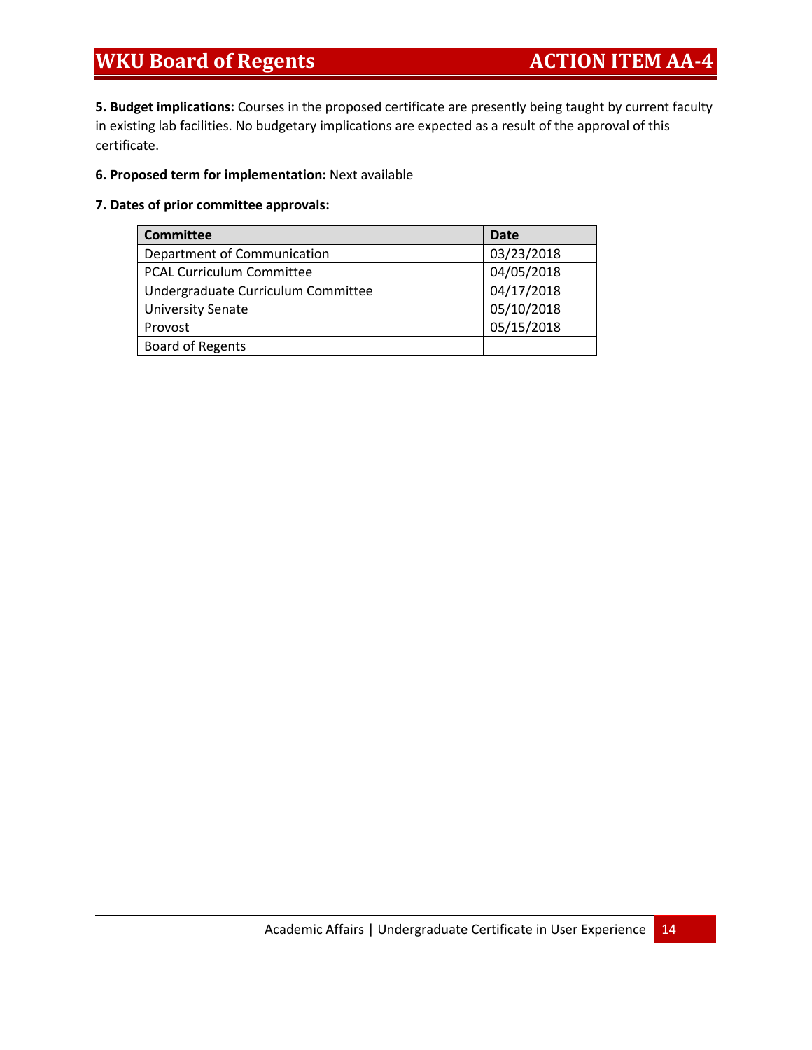**5. Budget implications:** Courses in the proposed certificate are presently being taught by current faculty in existing lab facilities. No budgetary implications are expected as a result of the approval of this certificate.

**6. Proposed term for implementation:** Next available

**7. Dates of prior committee approvals:**

| Committee | Date |
|---|---|
| Department of Communication | 03/23/2018 |
| PCAL Curriculum Committee | 04/05/2018 |
| Undergraduate Curriculum Committee | 04/17/2018 |
| University Senate | 05/10/2018 |
| Provost | 05/15/2018 |
| Board of Regents | |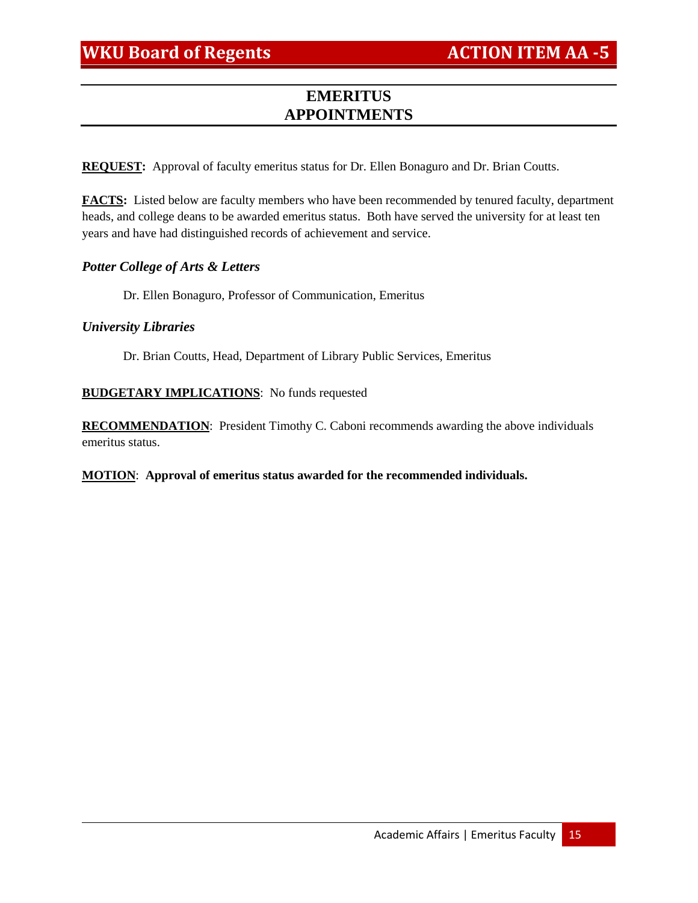# EMERITUS APPOINTMENTS

**REQUEST:** Approval of faculty emeritus status for Dr. Ellen Bonaguro and Dr. Brian Coutts.

**FACTS:** Listed below are faculty members who have been recommended by tenured faculty, department heads, and college deans to be awarded emeritus status. Both have served the university for at least ten years and have had distinguished records of achievement and service.

***Potter College of Arts & Letters***

Dr. Ellen Bonaguro, Professor of Communication, Emeritus

***University Libraries***

Dr. Brian Coutts, Head, Department of Library Public Services, Emeritus

**BUDGETARY IMPLICATIONS**: No funds requested

**RECOMMENDATION**: President Timothy C. Caboni recommends awarding the above individuals emeritus status.

**MOTION**: **Approval of emeritus status awarded for the recommended individuals.**